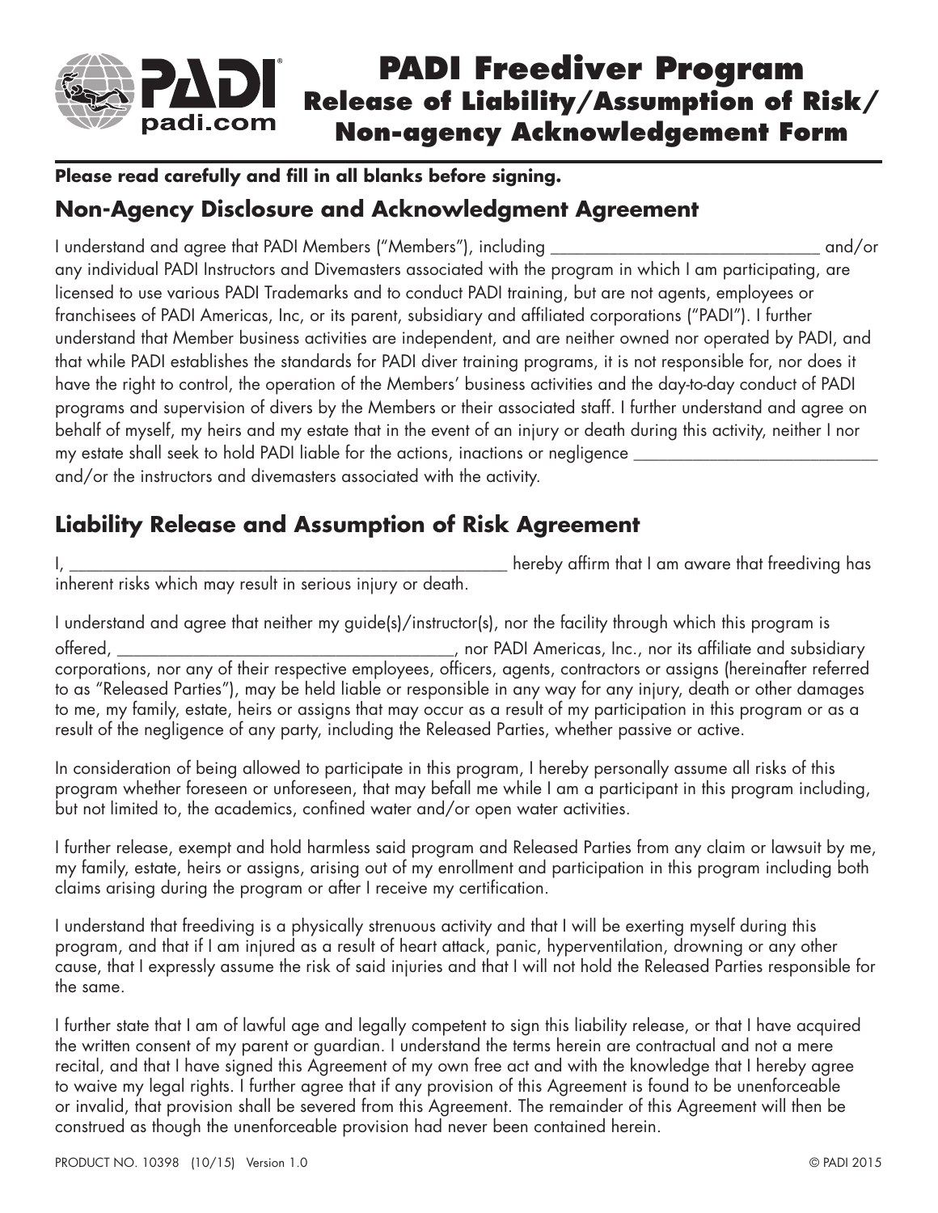# PADI Freediver Program
## Release of Liability/Assumption of Risk/ Non-agency Acknowledgement Form

**Please read carefully and fill in all blanks before signing.**

## Non-Agency Disclosure and Acknowledgment Agreement

I understand and agree that PADI Members ("Members"), including ______________________________ and/or any individual PADI Instructors and Divemasters associated with the program in which I am participating, are licensed to use various PADI Trademarks and to conduct PADI training, but are not agents, employees or franchisees of PADI Americas, Inc, or its parent, subsidiary and affiliated corporations ("PADI"). I further understand that Member business activities are independent, and are neither owned nor operated by PADI, and that while PADI establishes the standards for PADI diver training programs, it is not responsible for, nor does it have the right to control, the operation of the Members' business activities and the day-to-day conduct of PADI programs and supervision of divers by the Members or their associated staff. I further understand and agree on behalf of myself, my heirs and my estate that in the event of an injury or death during this activity, neither I nor my estate shall seek to hold PADI liable for the actions, inactions or negligence ____________________________ and/or the instructors and divemasters associated with the activity.

## Liability Release and Assumption of Risk Agreement

I, ___________________________________________________ hereby affirm that I am aware that freediving has inherent risks which may result in serious injury or death.

I understand and agree that neither my guide(s)/instructor(s), nor the facility through which this program is offered, ______________________________________, nor PADI Americas, Inc., nor its affiliate and subsidiary corporations, nor any of their respective employees, officers, agents, contractors or assigns (hereinafter referred to as "Released Parties"), may be held liable or responsible in any way for any injury, death or other damages to me, my family, estate, heirs or assigns that may occur as a result of my participation in this program or as a result of the negligence of any party, including the Released Parties, whether passive or active.

In consideration of being allowed to participate in this program, I hereby personally assume all risks of this program whether foreseen or unforeseen, that may befall me while I am a participant in this program including, but not limited to, the academics, confined water and/or open water activities.

I further release, exempt and hold harmless said program and Released Parties from any claim or lawsuit by me, my family, estate, heirs or assigns, arising out of my enrollment and participation in this program including both claims arising during the program or after I receive my certification.

I understand that freediving is a physically strenuous activity and that I will be exerting myself during this program, and that if I am injured as a result of heart attack, panic, hyperventilation, drowning or any other cause, that I expressly assume the risk of said injuries and that I will not hold the Released Parties responsible for the same.

I further state that I am of lawful age and legally competent to sign this liability release, or that I have acquired the written consent of my parent or guardian. I understand the terms herein are contractual and not a mere recital, and that I have signed this Agreement of my own free act and with the knowledge that I hereby agree to waive my legal rights. I further agree that if any provision of this Agreement is found to be unenforceable or invalid, that provision shall be severed from this Agreement. The remainder of this Agreement will then be construed as though the unenforceable provision had never been contained herein.

PRODUCT NO. 10398 (10/15) Version 1.0 © PADI 2015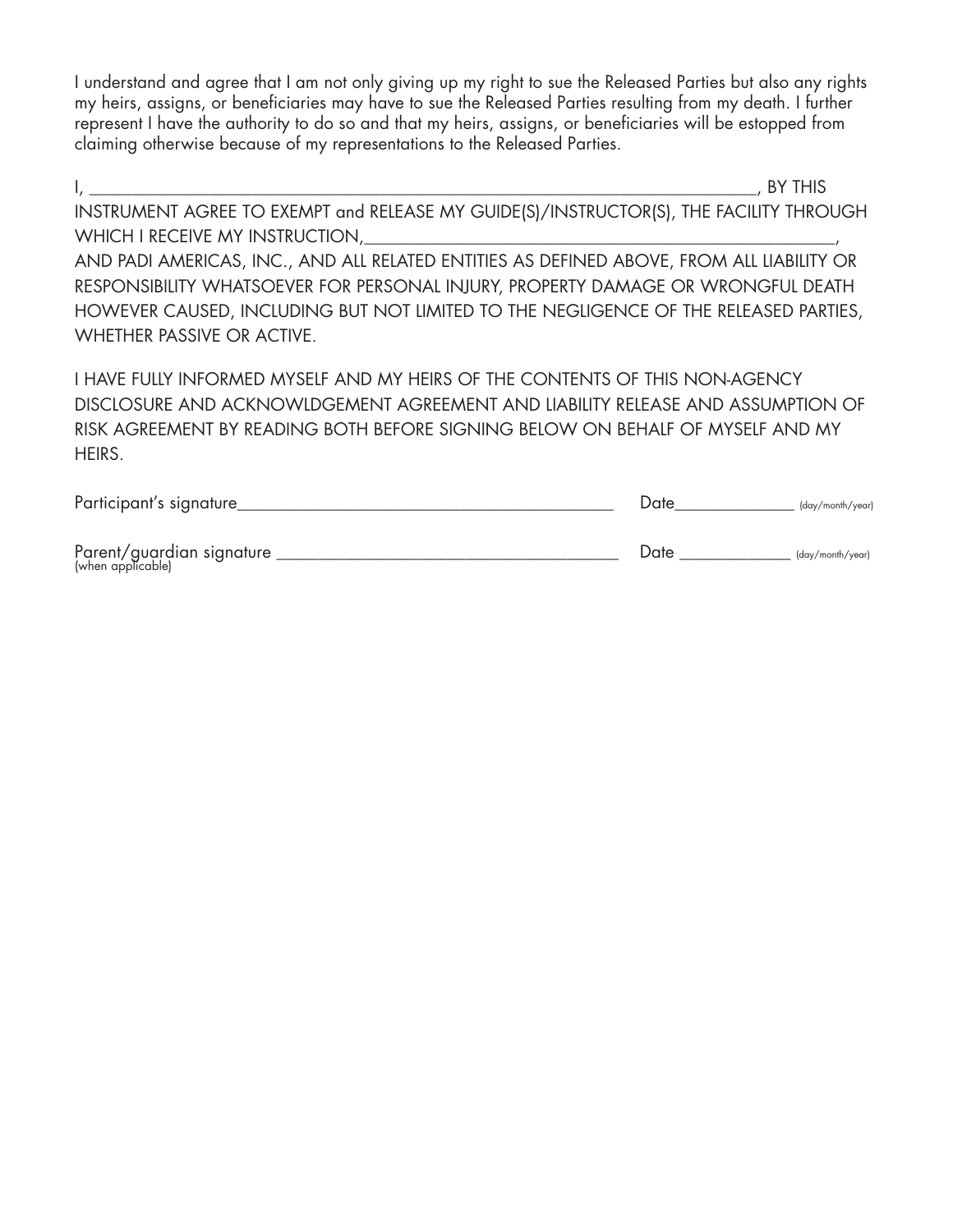I understand and agree that I am not only giving up my right to sue the Released Parties but also any rights my heirs, assigns, or beneficiaries may have to sue the Released Parties resulting from my death. I further represent I have the authority to do so and that my heirs, assigns, or beneficiaries will be estopped from claiming otherwise because of my representations to the Released Parties.

I, ______________________________________________________________________________, BY THIS INSTRUMENT AGREE TO EXEMPT and RELEASE MY GUIDE(S)/INSTRUCTOR(S), THE FACILITY THROUGH WHICH I RECEIVE MY INSTRUCTION,______________________________________________________, AND PADI AMERICAS, INC., AND ALL RELATED ENTITIES AS DEFINED ABOVE, FROM ALL LIABILITY OR RESPONSIBILITY WHATSOEVER FOR PERSONAL INJURY, PROPERTY DAMAGE OR WRONGFUL DEATH HOWEVER CAUSED, INCLUDING BUT NOT LIMITED TO THE NEGLIGENCE OF THE RELEASED PARTIES, WHETHER PASSIVE OR ACTIVE.

I HAVE FULLY INFORMED MYSELF AND MY HEIRS OF THE CONTENTS OF THIS NON-AGENCY DISCLOSURE AND ACKNOWLDGEMENT AGREEMENT AND LIABILITY RELEASE AND ASSUMPTION OF RISK AGREEMENT BY READING BOTH BEFORE SIGNING BELOW ON BEHALF OF MYSELF AND MY HEIRS.

Participant's signature_____________________________________________ Date______________ (day/month/year)

Parent/guardian signature _______________________________________ Date _____________ (day/month/year)
(when applicable)